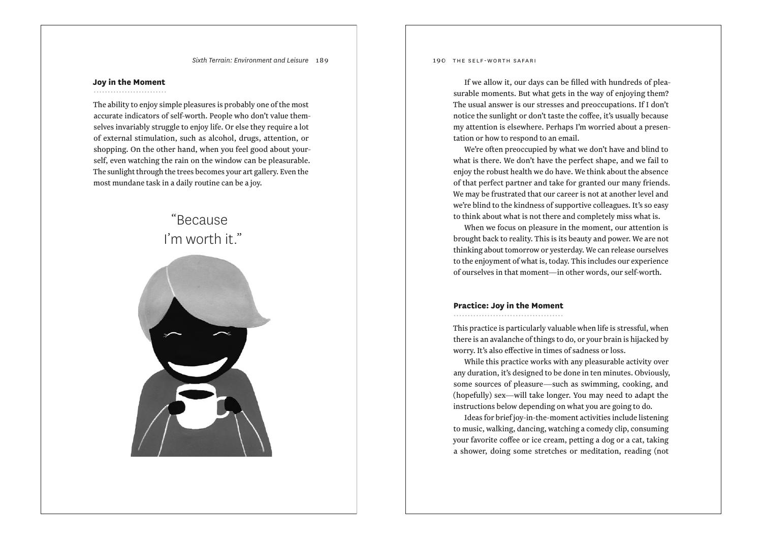## Joy in the Moment

The ability to enjoy simple pleasures is probably one of the most accurate indicators of self-worth. People who don't value themselves invariably struggle to enjoy life. Or else they require a lot of external stimulation, such as alcohol, drugs, attention, or shopping. On the other hand, when you feel good about yourself, even watching the rain on the window can be pleasurable. The sunlight through the trees becomes your art gallery. Even the most mundane task in a daily routine can be a joy.

"Because I'm worth it."

If we allow it, our days can be filled with hundreds of pleasurable moments. But what gets in the way of enjoying them? The usual answer is our stresses and preoccupations. If I don't notice the sunlight or don't taste the coffee, it's usually because my attention is elsewhere. Perhaps I'm worried about a presentation or how to respond to an email.

We're often preoccupied by what we don't have and blind to what is there. We don't have the perfect shape, and we fail to enjoy the robust health we do have. We think about the absence of that perfect partner and take for granted our many friends. We may be frustrated that our career is not at another level and we're blind to the kindness of supportive colleagues. It's so easy to think about what is not there and completely miss what is.

When we focus on pleasure in the moment, our attention is brought back to reality. This is its beauty and power. We are not thinking about tomorrow or yesterday. We can release ourselves to the enjoyment of what is, today. This includes our experience of ourselves in that moment—in other words, our self-worth.

## Practice: Joy in the Moment

This practice is particularly valuable when life is stressful, when there is an avalanche of things to do, or your brain is hijacked by worry. It's also effective in times of sadness or loss.

While this practice works with any pleasurable activity over any duration, it's designed to be done in ten minutes. Obviously, some sources of pleasure—such as swimming, cooking, and (hopefully) sex—will take longer. You may need to adapt the instructions below depending on what you are going to do.

Ideas for brief joy-in-the-moment activities include listening to music, walking, dancing, watching a comedy clip, consuming your favorite coffee or ice cream, petting a dog or a cat, taking a shower, doing some stretches or meditation, reading (not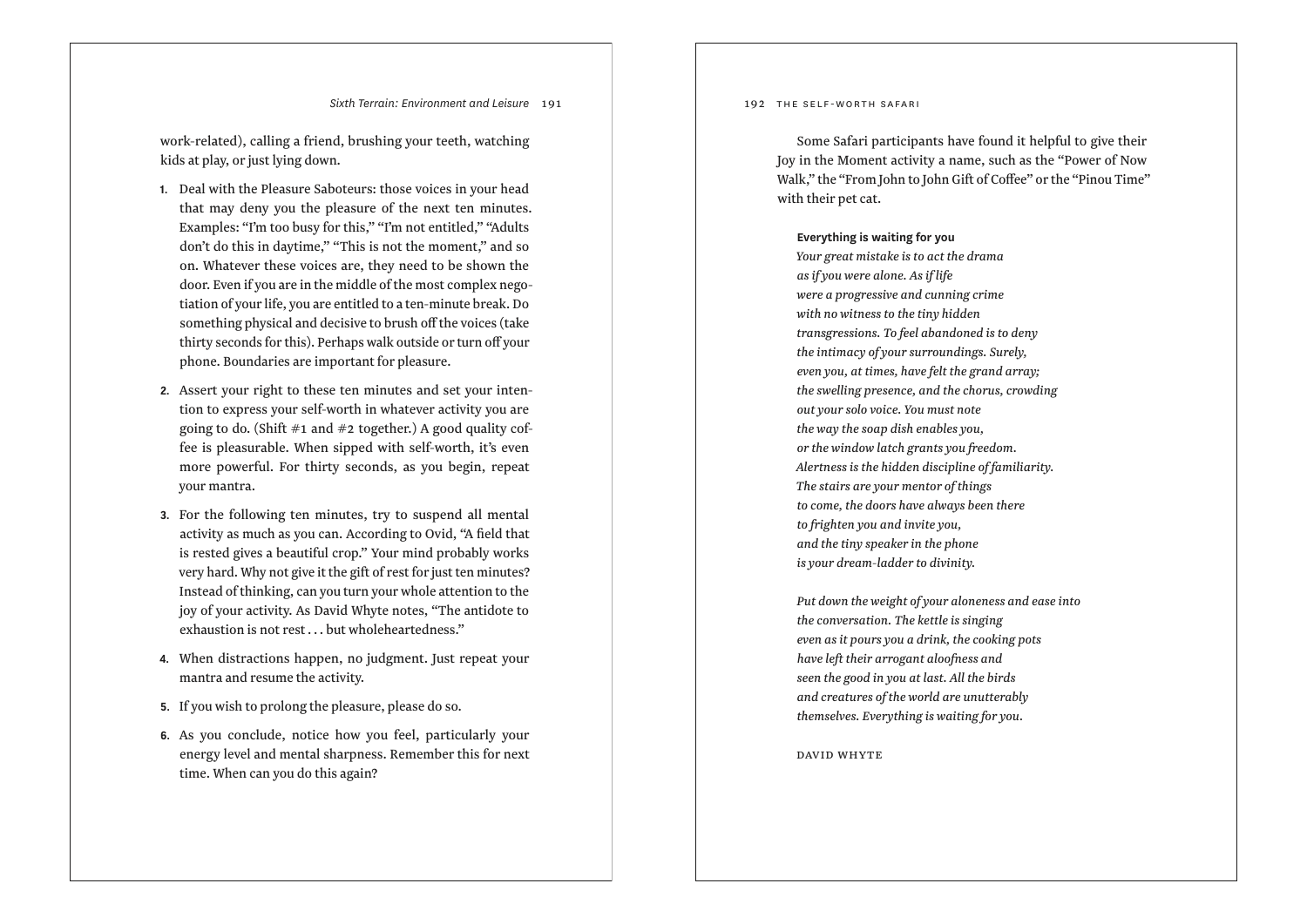work-related), calling a friend, brushing your teeth, watching kids at play, or just lying down.

1. Deal with the Pleasure Saboteurs: those voices in your head that may deny you the pleasure of the next ten minutes. Examples: "I'm too busy for this," "I'm not entitled," "Adults don't do this in daytime," "This is not the moment," and so on. Whatever these voices are, they need to be shown the door. Even if you are in the middle of the most complex negotiation of your life, you are entitled to a ten-minute break. Do something physical and decisive to brush off the voices (take thirty seconds for this). Perhaps walk outside or turn off your phone. Boundaries are important for pleasure.
2. Assert your right to these ten minutes and set your intention to express your self-worth in whatever activity you are going to do. (Shift #1 and #2 together.) A good quality coffee is pleasurable. When sipped with self-worth, it's even more powerful. For thirty seconds, as you begin, repeat your mantra.
3. For the following ten minutes, try to suspend all mental activity as much as you can. According to Ovid, "A field that is rested gives a beautiful crop." Your mind probably works very hard. Why not give it the gift of rest for just ten minutes? Instead of thinking, can you turn your whole attention to the joy of your activity. As David Whyte notes, "The antidote to exhaustion is not rest . . . but wholeheartedness."
4. When distractions happen, no judgment. Just repeat your mantra and resume the activity.
5. If you wish to prolong the pleasure, please do so.
6. As you conclude, notice how you feel, particularly your energy level and mental sharpness. Remember this for next time. When can you do this again?

Some Safari participants have found it helpful to give their Joy in the Moment activity a name, such as the "Power of Now Walk," the "From John to John Gift of Coffee" or the "Pinou Time" with their pet cat.

**Everything is waiting for you**

*Your great mistake is to act the drama*
*as if you were alone. As if life*
*were a progressive and cunning crime*
*with no witness to the tiny hidden*
*transgressions. To feel abandoned is to deny*
*the intimacy of your surroundings. Surely,*
*even you, at times, have felt the grand array;*
*the swelling presence, and the chorus, crowding*
*out your solo voice. You must note*
*the way the soap dish enables you,*
*or the window latch grants you freedom.*
*Alertness is the hidden discipline of familiarity.*
*The stairs are your mentor of things*
*to come, the doors have always been there*
*to frighten you and invite you,*
*and the tiny speaker in the phone*
*is your dream-ladder to divinity.*

*Put down the weight of your aloneness and ease into*
*the conversation. The kettle is singing*
*even as it pours you a drink, the cooking pots*
*have left their arrogant aloofness and*
*seen the good in you at last. All the birds*
*and creatures of the world are unutterably*
*themselves. Everything is waiting for you.*

DAVID WHYTE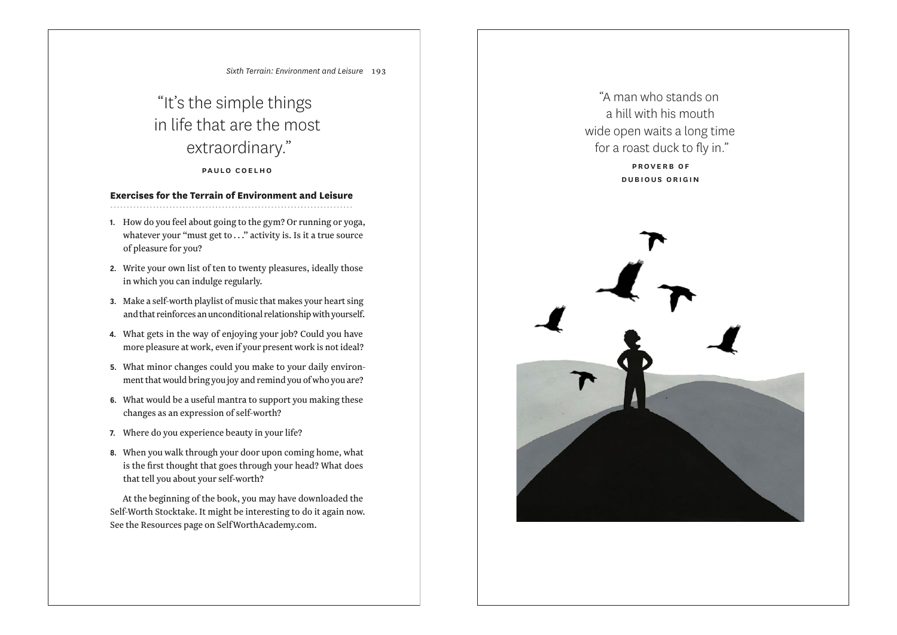"It's the simple things in life that are the most extraordinary."

**PAULO COELHO**

### Exercises for the Terrain of Environment and Leisure

1. How do you feel about going to the gym? Or running or yoga, whatever your "must get to . . ." activity is. Is it a true source of pleasure for you?
2. Write your own list of ten to twenty pleasures, ideally those in which you can indulge regularly.
3. Make a self-worth playlist of music that makes your heart sing and that reinforces an unconditional relationship with yourself.
4. What gets in the way of enjoying your job? Could you have more pleasure at work, even if your present work is not ideal?
5. What minor changes could you make to your daily environment that would bring you joy and remind you of who you are?
6. What would be a useful mantra to support you making these changes as an expression of self-worth?
7. Where do you experience beauty in your life?
8. When you walk through your door upon coming home, what is the first thought that goes through your head? What does that tell you about your self-worth?

At the beginning of the book, you may have downloaded the Self-Worth Stocktake. It might be interesting to do it again now. See the Resources page on SelfWorthAcademy.com.

"A man who stands on a hill with his mouth wide open waits a long time for a roast duck to fly in."

**PROVERB OF DUBIOUS ORIGIN**